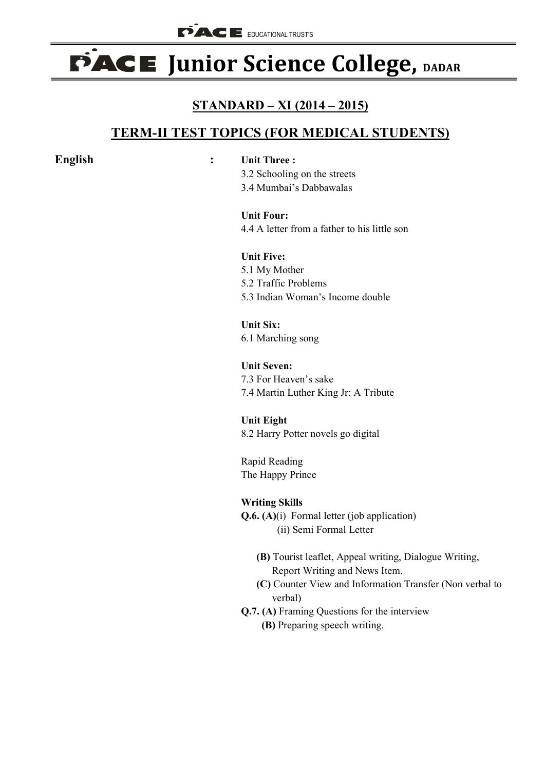PACE EDUCATIONAL TRUST'S

# PACE Junior Science College, DADAR

## STANDARD – XI (2014 – 2015)

## TERM-II TEST TOPICS (FOR MEDICAL STUDENTS)

**English** :

**Unit Three :**
3.2 Schooling on the streets
3.4 Mumbai's Dabbawalas

**Unit Four:**
4.4 A letter from a father to his little son

**Unit Five:**
5.1 My Mother
5.2 Traffic Problems
5.3 Indian Woman's Income double

**Unit Six:**
6.1 Marching song

**Unit Seven:**
7.3 For Heaven's sake
7.4 Martin Luther King Jr: A Tribute

**Unit Eight**
8.2 Harry Potter novels go digital

Rapid Reading
The Happy Prince

**Writing Skills**

**Q.6. (A)**(i) Formal letter (job application)
(ii) Semi Formal Letter

**(B)** Tourist leaflet, Appeal writing, Dialogue Writing, Report Writing and News Item.

**(C)** Counter View and Information Transfer (Non verbal to verbal)

**Q.7. (A)** Framing Questions for the interview

**(B)** Preparing speech writing.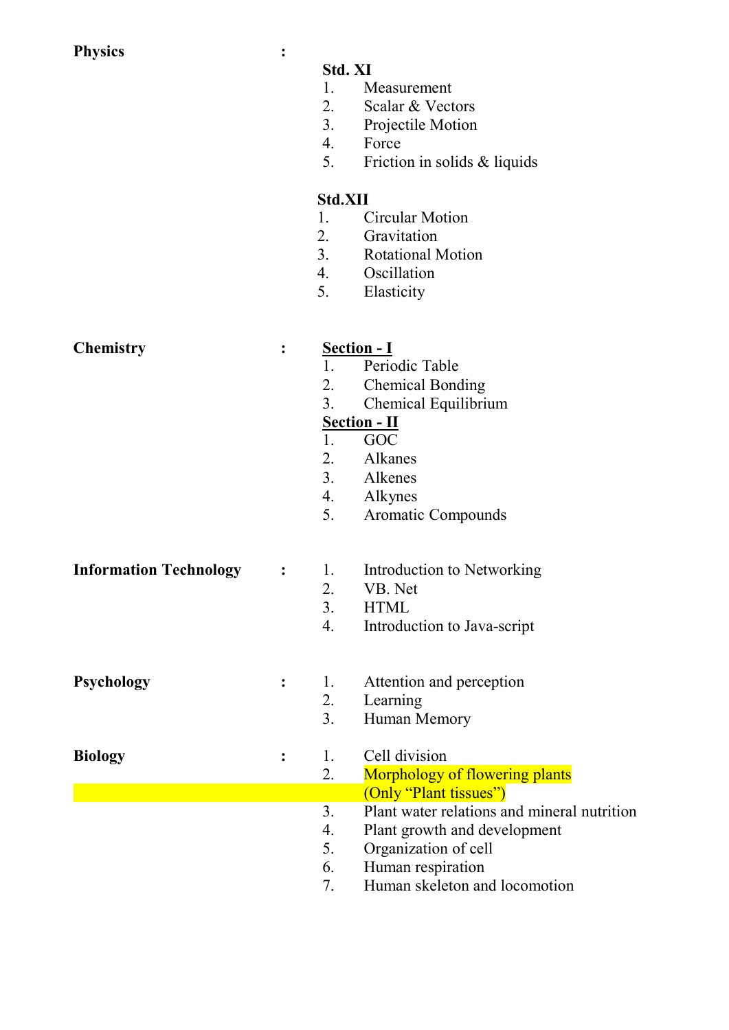**Physics** :

**Std. XI**

1. Measurement
2. Scalar & Vectors
3. Projectile Motion
4. Force
5. Friction in solids & liquids

**Std.XII**

1. Circular Motion
2. Gravitation
3. Rotational Motion
4. Oscillation
5. Elasticity

**Chemistry** :

**Section - I**

1. Periodic Table
2. Chemical Bonding
3. Chemical Equilibrium

**Section - II**

1. GOC
2. Alkanes
3. Alkenes
4. Alkynes
5. Aromatic Compounds

**Information Technology** :

1. Introduction to Networking
2. VB. Net
3. HTML
4. Introduction to Java-script

**Psychology** :

1. Attention and perception
2. Learning
3. Human Memory

**Biology** :

1. Cell division
2. Morphology of flowering plants (Only "Plant tissues")
3. Plant water relations and mineral nutrition
4. Plant growth and development
5. Organization of cell
6. Human respiration
7. Human skeleton and locomotion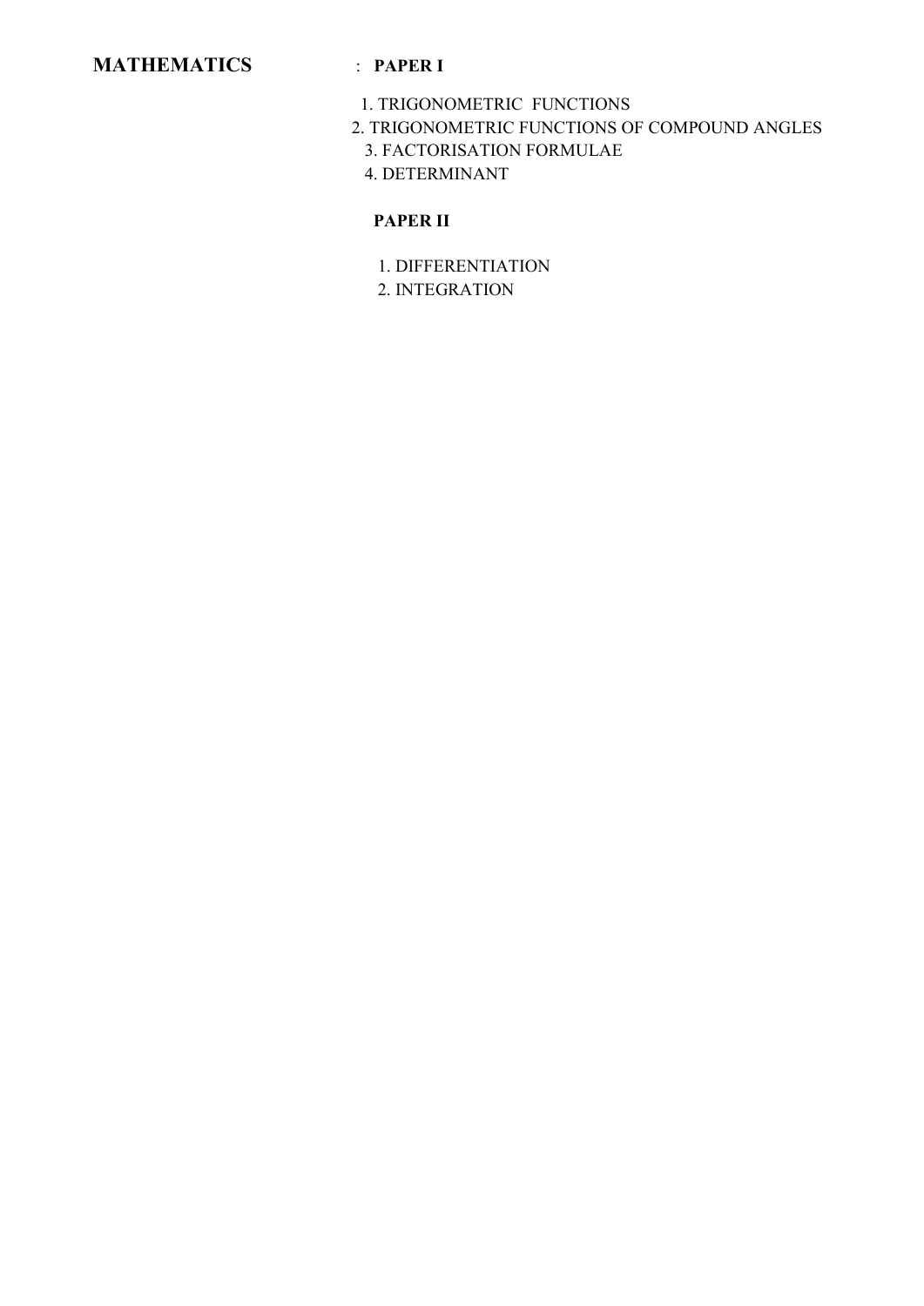**MATHEMATICS** : **PAPER I**

1. TRIGONOMETRIC FUNCTIONS
2. TRIGONOMETRIC FUNCTIONS OF COMPOUND ANGLES
3. FACTORISATION FORMULAE
4. DETERMINANT

**PAPER II**

1. DIFFERENTIATION
2. INTEGRATION